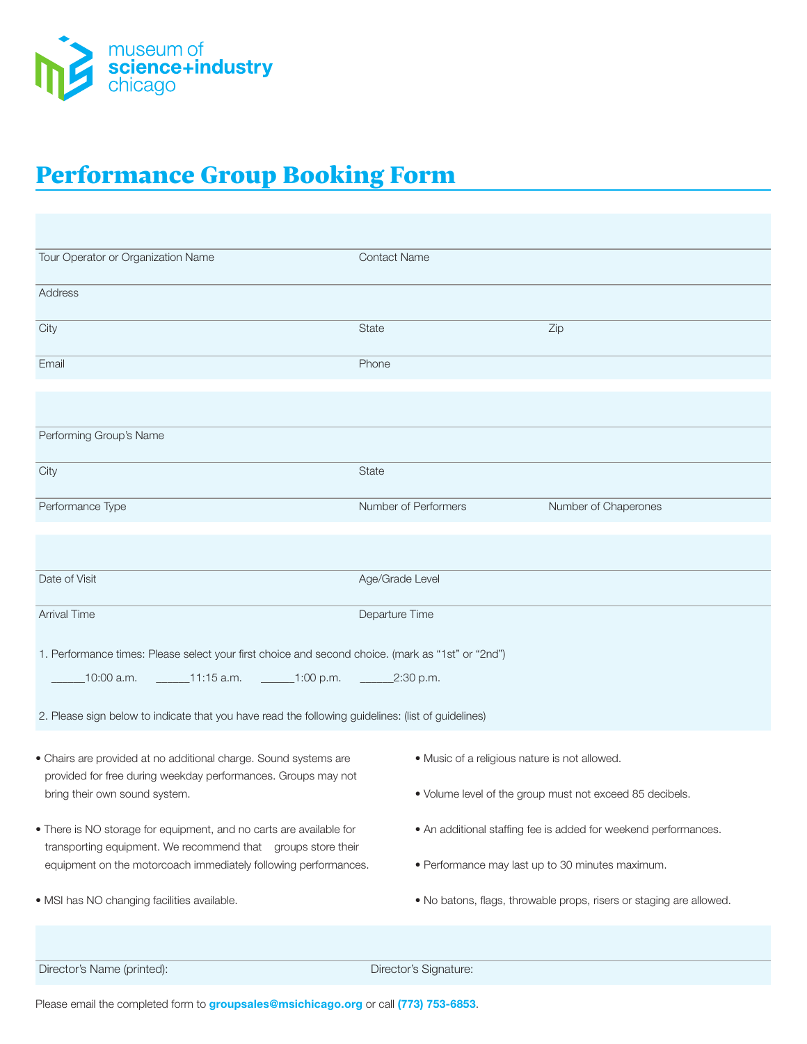museum of **science+industry** chicago

# Performance Group Booking Form

Tour Operator or Organization Name | Contact Name

Address

City | State | Zip

Email | Phone

Performing Group's Name

City | State

Performance Type | Number of Performers | Number of Chaperones

Date of Visit | Age/Grade Level

Arrival Time | Departure Time

1. Performance times: Please select your first choice and second choice. (mark as "1st" or "2nd")

   ______10:00 a.m.   ______11:15 a.m.   ______1:00 p.m.   ______2:30 p.m.

2. Please sign below to indicate that you have read the following guidelines: (list of guidelines)

- Chairs are provided at no additional charge. Sound systems are provided for free during weekday performances. Groups may not bring their own sound system.
- There is NO storage for equipment, and no carts are available for transporting equipment. We recommend that groups store their equipment on the motorcoach immediately following performances.
- MSI has NO changing facilities available.
- Music of a religious nature is not allowed.
- Volume level of the group must not exceed 85 decibels.
- An additional staffing fee is added for weekend performances.
- Performance may last up to 30 minutes maximum.
- No batons, flags, throwable props, risers or staging are allowed.

Director's Name (printed): | Director's Signature:

Please email the completed form to **groupsales@msichicago.org** or call **(773) 753-6853**.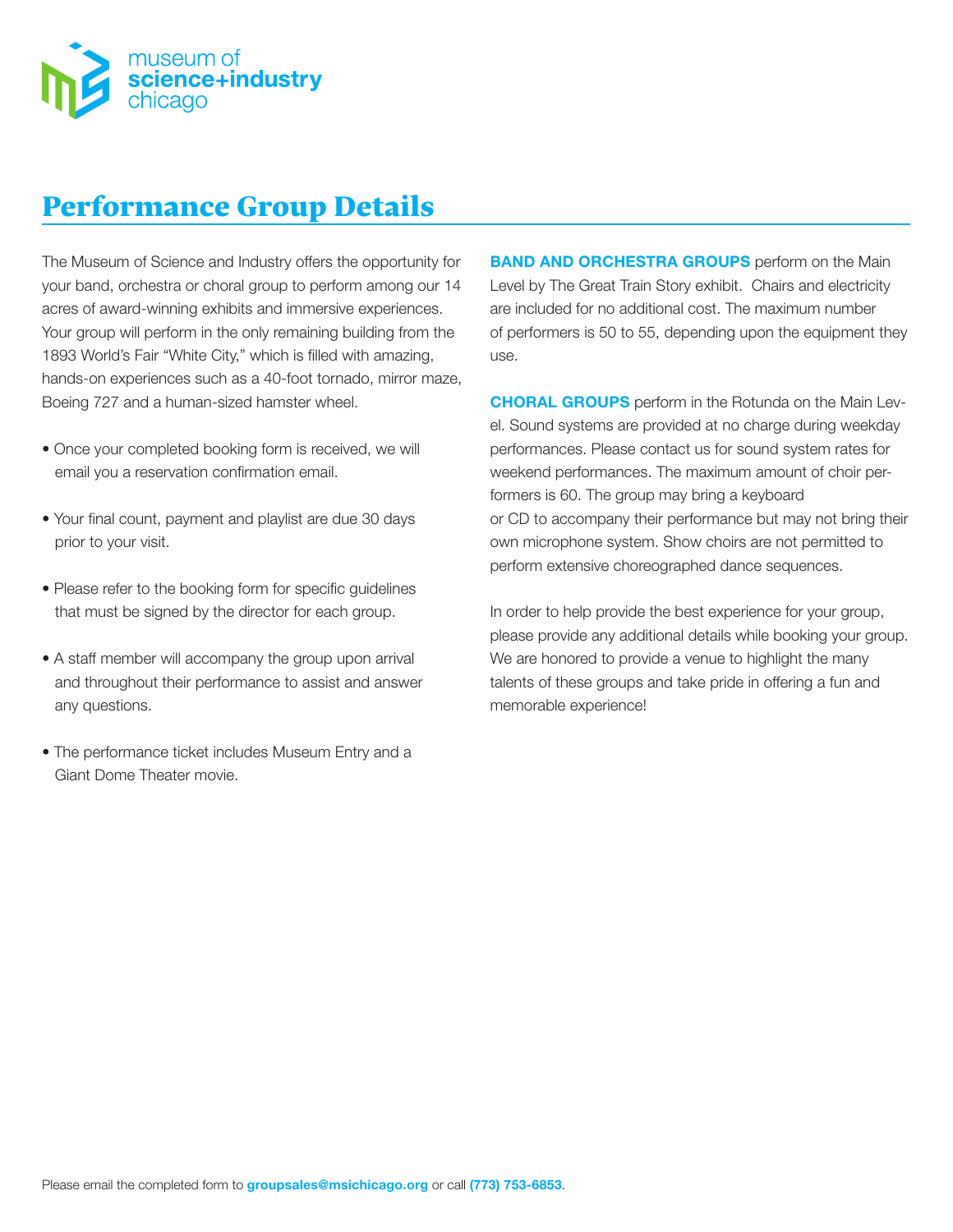museum of
**science+industry**
chicago

# Performance Group Details

The Museum of Science and Industry offers the opportunity for your band, orchestra or choral group to perform among our 14 acres of award-winning exhibits and immersive experiences. Your group will perform in the only remaining building from the 1893 World's Fair "White City," which is filled with amazing, hands-on experiences such as a 40-foot tornado, mirror maze, Boeing 727 and a human-sized hamster wheel.

- Once your completed booking form is received, we will email you a reservation confirmation email.
- Your final count, payment and playlist are due 30 days prior to your visit.
- Please refer to the booking form for specific guidelines that must be signed by the director for each group.
- A staff member will accompany the group upon arrival and throughout their performance to assist and answer any questions.
- The performance ticket includes Museum Entry and a Giant Dome Theater movie.

**BAND AND ORCHESTRA GROUPS** perform on the Main Level by The Great Train Story exhibit. Chairs and electricity are included for no additional cost. The maximum number of performers is 50 to 55, depending upon the equipment they use.

**CHORAL GROUPS** perform in the Rotunda on the Main Level. Sound systems are provided at no charge during weekday performances. Please contact us for sound system rates for weekend performances. The maximum amount of choir performers is 60. The group may bring a keyboard or CD to accompany their performance but may not bring their own microphone system. Show choirs are not permitted to perform extensive choreographed dance sequences.

In order to help provide the best experience for your group, please provide any additional details while booking your group. We are honored to provide a venue to highlight the many talents of these groups and take pride in offering a fun and memorable experience!

Please email the completed form to **groupsales@msichicago.org** or call **(773) 753-6853**.